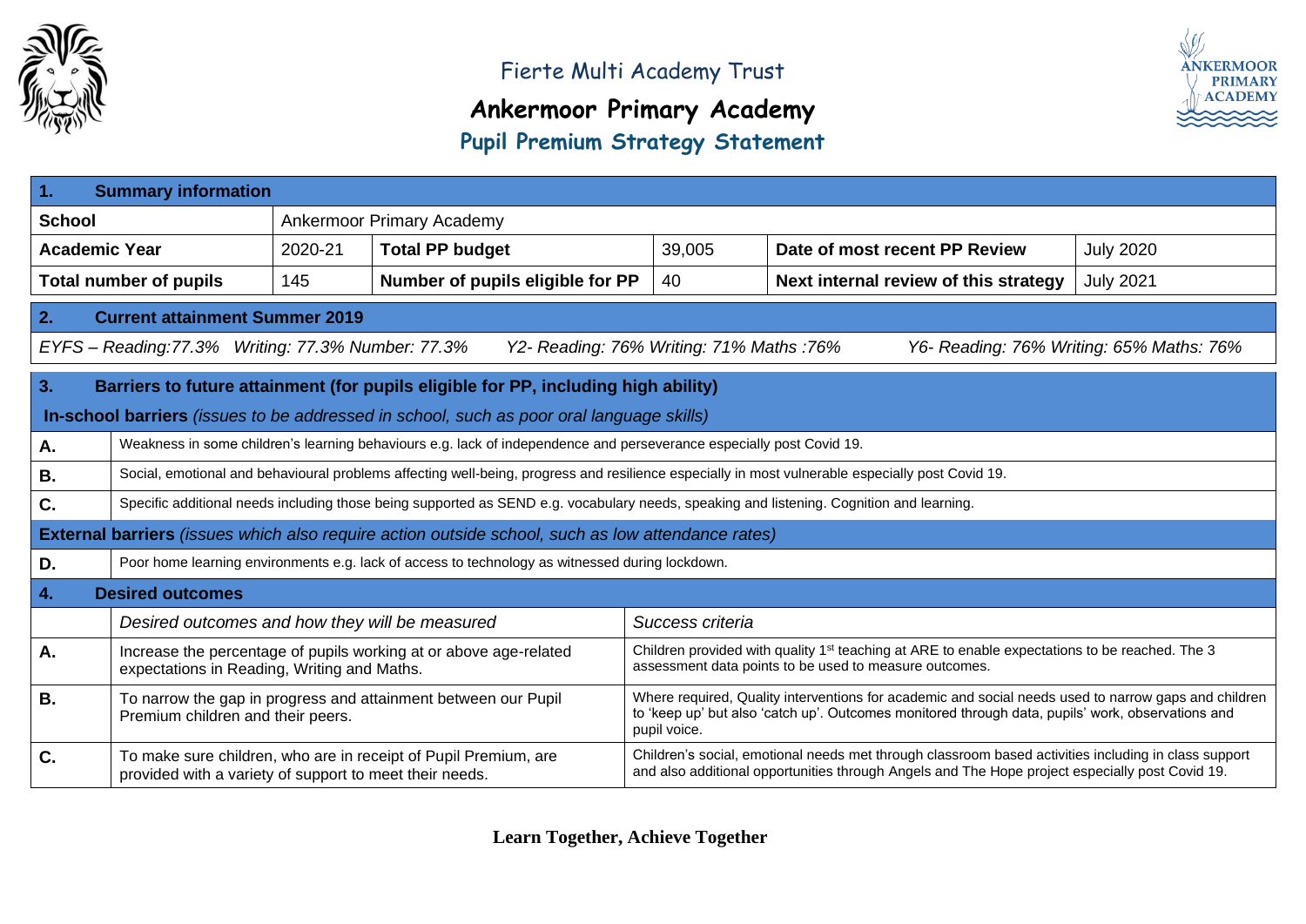Fierte Multi Academy Trust

# Ankermoor Primary Academy

## Pupil Premium Strategy Statement

| **1. Summary information** | | | | | |
|---|---|---|---|---|---|
| **School** | Ankermoor Primary Academy | | | | |
| **Academic Year** | 2020-21 | **Total PP budget** | 39,005 | **Date of most recent PP Review** | July 2020 |
| **Total number of pupils** | 145 | **Number of pupils eligible for PP** | 40 | **Next internal review of this strategy** | July 2021 |

**2. Current attainment Summer 2019**

*EYFS – Reading:77.3% Writing: 77.3% Number: 77.3%* *Y2- Reading: 76% Writing: 71% Maths :76%* *Y6- Reading: 76% Writing: 65% Maths: 76%*

| **3. Barriers to future attainment (for pupils eligible for PP, including high ability)** | |
|---|---|
| **In-school barriers** *(issues to be addressed in school, such as poor oral language skills)* | |
| **A.** | Weakness in some children's learning behaviours e.g. lack of independence and perseverance especially post Covid 19. |
| **B.** | Social, emotional and behavioural problems affecting well-being, progress and resilience especially in most vulnerable especially post Covid 19. |
| **C.** | Specific additional needs including those being supported as SEND e.g. vocabulary needs, speaking and listening. Cognition and learning. |
| **External barriers** *(issues which also require action outside school, such as low attendance rates)* | |
| **D.** | Poor home learning environments e.g. lack of access to technology as witnessed during lockdown. |

| **4. Desired outcomes** | | |
|---|---|---|
| | *Desired outcomes and how they will be measured* | *Success criteria* |
| **A.** | Increase the percentage of pupils working at or above age-related expectations in Reading, Writing and Maths. | Children provided with quality 1st teaching at ARE to enable expectations to be reached. The 3 assessment data points to be used to measure outcomes. |
| **B.** | To narrow the gap in progress and attainment between our Pupil Premium children and their peers. | Where required, Quality interventions for academic and social needs used to narrow gaps and children to 'keep up' but also 'catch up'. Outcomes monitored through data, pupils' work, observations and pupil voice. |
| **C.** | To make sure children, who are in receipt of Pupil Premium, are provided with a variety of support to meet their needs. | Children's social, emotional needs met through classroom based activities including in class support and also additional opportunities through Angels and The Hope project especially post Covid 19. |

**Learn Together, Achieve Together**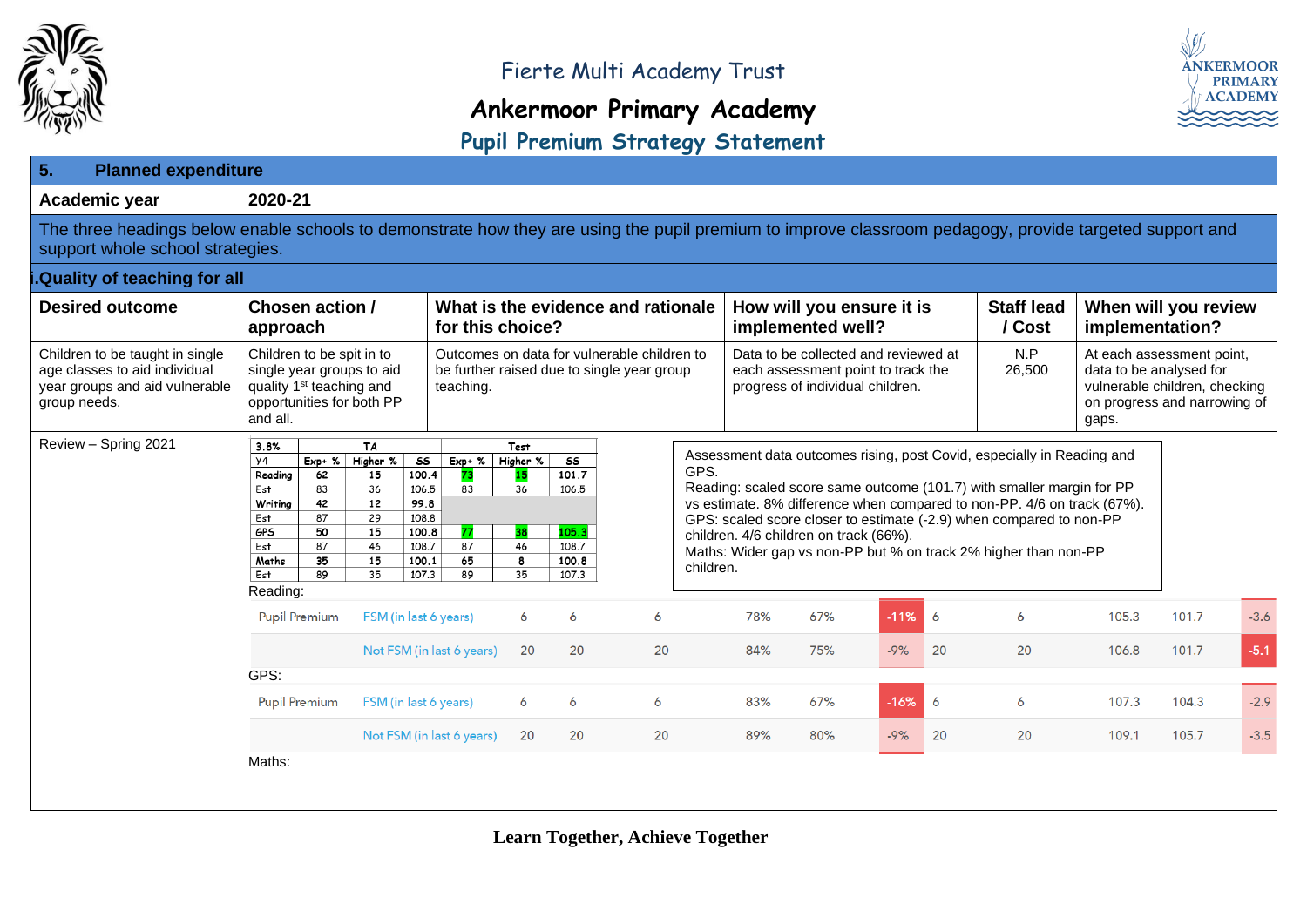Fierte Multi Academy Trust

# Ankermoor Primary Academy

## Pupil Premium Strategy Statement

| **5. Planned expenditure** | | | | | |
|---|---|---|---|---|---|
| **Academic year** | **2020-21** | | | | |
| The three headings below enable schools to demonstrate how they are using the pupil premium to improve classroom pedagogy, provide targeted support and support whole school strategies. | | | | | |
| **i.Quality of teaching for all** | | | | | |
| **Desired outcome** | **Chosen action / approach** | **What is the evidence and rationale for this choice?** | **How will you ensure it is implemented well?** | **Staff lead / Cost** | **When will you review implementation?** |
| Children to be taught in single age classes to aid individual year groups and aid vulnerable group needs. | Children to be spit in to single year groups to aid quality 1st teaching and opportunities for both PP and all. | Outcomes on data for vulnerable children to be further raised due to single year group teaching. | Data to be collected and reviewed at each assessment point to track the progress of individual children. | N.P 26,500 | At each assessment point, data to be analysed for vulnerable children, checking on progress and narrowing of gaps. |

Review – Spring 2021

| 3.8% | TA | | | Test | | |
|---|---|---|---|---|---|---|
| Y4 | Exp+ % | Higher % | SS | Exp+ % | Higher % | SS |
| Reading | 62 | 15 | 100.4 | 73 | 15 | 101.7 |
| Est | 83 | 36 | 106.5 | 83 | 36 | 106.5 |
| Writing | 42 | 12 | 99.8 | | | |
| Est | 87 | 29 | 108.8 | | | |
| GPS | 50 | 15 | 100.8 | 77 | 38 | 105.3 |
| Est | 87 | 46 | 108.7 | 87 | 46 | 108.7 |
| Maths | 35 | 15 | 100.1 | 65 | 8 | 100.8 |
| Est | 89 | 35 | 107.3 | 89 | 35 | 107.3 |

Assessment data outcomes rising, post Covid, especially in Reading and GPS.
Reading: scaled score same outcome (101.7) with smaller margin for PP vs estimate. 8% difference when compared to non-PP. 4/6 on track (67%).
GPS: scaled score closer to estimate (-2.9) when compared to non-PP children. 4/6 children on track (66%).
Maths: Wider gap vs non-PP but % on track 2% higher than non-PP children.

Reading:

| | | | | | | | | | | | | |
|---|---|---|---|---|---|---|---|---|---|---|---|---|
| Pupil Premium | FSM (in last 6 years) | 6 | 6 | 6 | 78% | 67% | -11% | 6 | 6 | 105.3 | 101.7 | -3.6 |
| | Not FSM (in last 6 years) | 20 | 20 | 20 | 84% | 75% | -9% | 20 | 20 | 106.8 | 101.7 | -5.1 |

GPS:

| | | | | | | | | | | | | |
|---|---|---|---|---|---|---|---|---|---|---|---|---|
| Pupil Premium | FSM (in last 6 years) | 6 | 6 | 6 | 83% | 67% | -16% | 6 | 6 | 107.3 | 104.3 | -2.9 |
| | Not FSM (in last 6 years) | 20 | 20 | 20 | 89% | 80% | -9% | 20 | 20 | 109.1 | 105.7 | -3.5 |

Maths:

**Learn Together, Achieve Together**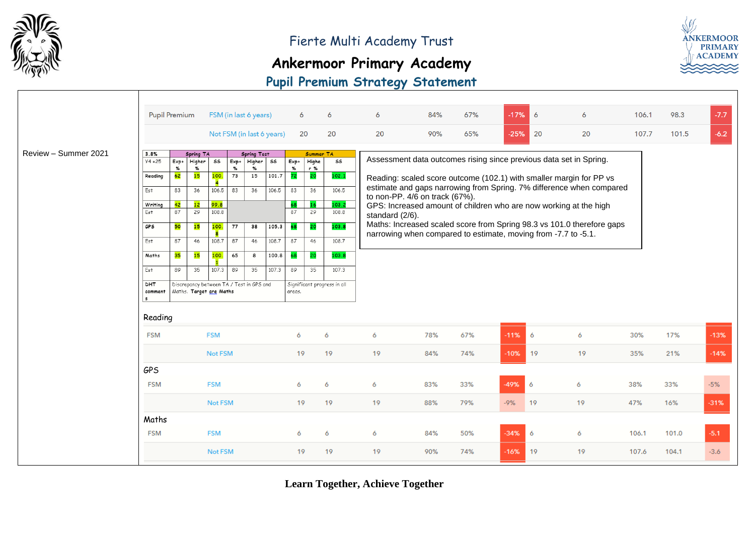# Fierte Multi Academy Trust

## Ankermoor Primary Academy

## Pupil Premium Strategy Statement

Review – Summer 2021

| | | | | | | | | | | | | |
|---|---|---|---|---|---|---|---|---|---|---|---|---|
| Pupil Premium | FSM (in last 6 years) | 6 | 6 | 6 | 84% | 67% | -17% | 6 | 6 | 106.1 | 98.3 | -7.7 |
| | Not FSM (in last 6 years) | 20 | 20 | 20 | 90% | 65% | -25% | 20 | 20 | 107.7 | 101.5 | -6.2 |

| 3.8% | Spring TA | | | Spring Test | | | Summer TA | | |
|---|---|---|---|---|---|---|---|---|---|
| Y4 =25 | Exp+ % | Higher % | SS | Exp+ % | Higher % | SS | Exp+ % | Higher % | SS |
| Reading | 62 | 15 | 100.4 | 73 | 15 | 101.7 | 72 | 20 | 102.1 |
| Est | 83 | 36 | 106.5 | 83 | 36 | 106.5 | 83 | 36 | 106.5 |
| Writing | 42 | 12 | 99.8 | | | | 68 | 16 | 103.2 |
| Est | 87 | 29 | 108.8 | | | | 87 | 29 | 108.8 |
| GPS | 50 | 15 | 100.8 | 77 | 38 | 105.3 | 68 | 20 | 103.8 |
| Est | 87 | 46 | 108.7 | 87 | 46 | 108.7 | 87 | 46 | 108.7 |
| Maths | 35 | 15 | 100.1 | 65 | 8 | 100.8 | 68 | 20 | 103.8 |
| Est | 89 | 35 | 107.3 | 89 | 35 | 107.3 | 89 | 35 | 107.3 |
| DHT comments | Discrepancy between TA / Test in GPS and Maths. **Target are Maths** | | | | | | Significant progress in all areas. | | |

Assessment data outcomes rising since previous data set in Spring.

Reading: scaled score outcome (102.1) with smaller margin for PP vs estimate and gaps narrowing from Spring. 7% difference when compared to non-PP. 4/6 on track (67%).
GPS: Increased amount of children who are now working at the high standard (2/6).
Maths: Increased scaled score from Spring 98.3 vs 101.0 therefore gaps narrowing when compared to estimate, moving from -7.7 to -5.1.

Reading

| | | | | | | | | | | | | |
|---|---|---|---|---|---|---|---|---|---|---|---|---|
| FSM | FSM | 6 | 6 | 6 | 78% | 67% | -11% | 6 | 6 | 30% | 17% | -13% |
| | Not FSM | 19 | 19 | 19 | 84% | 74% | -10% | 19 | 19 | 35% | 21% | -14% |

GPS

| | | | | | | | | | | | | |
|---|---|---|---|---|---|---|---|---|---|---|---|---|
| FSM | FSM | 6 | 6 | 6 | 83% | 33% | -49% | 6 | 6 | 38% | 33% | -5% |
| | Not FSM | 19 | 19 | 19 | 88% | 79% | -9% | 19 | 19 | 47% | 16% | -31% |

Maths

| | | | | | | | | | | | | |
|---|---|---|---|---|---|---|---|---|---|---|---|---|
| FSM | FSM | 6 | 6 | 6 | 84% | 50% | -34% | 6 | 6 | 106.1 | 101.0 | -5.1 |
| | Not FSM | 19 | 19 | 19 | 90% | 74% | -16% | 19 | 19 | 107.6 | 104.1 | -3.6 |

**Learn Together, Achieve Together**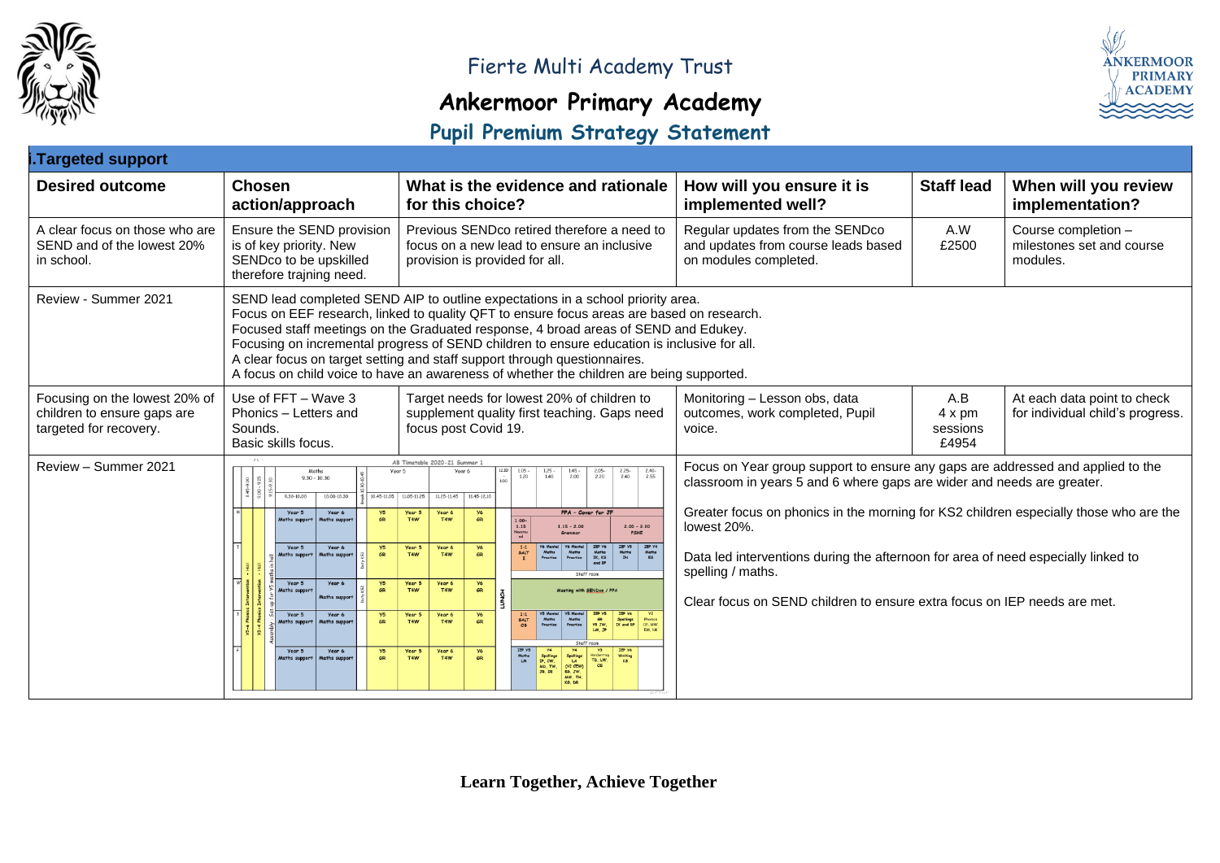## i. Targeted support

| Desired outcome | Chosen action/approach | What is the evidence and rationale for this choice? | How will you ensure it is implemented well? | Staff lead | When will you review implementation? |
|---|---|---|---|---|---|
| A clear focus on those who are SEND and of the lowest 20% in school. | Ensure the SEND provision is of key priority. New SENDco to be upskilled therefore trajning need. | Previous SENDco retired therefore a need to focus on a new lead to ensure an inclusive provision is provided for all. | Regular updates from the SENDco and updates from course leads based on modules completed. | A.W<br>£2500 | Course completion – milestones set and course modules. |
| Review - Summer 2021 | SEND lead completed SEND AIP to outline expectations in a school priority area.<br>Focus on EEF research, linked to quality QFT to ensure focus areas are based on research.<br>Focused staff meetings on the Graduated response, 4 broad areas of SEND and Edukey.<br>Focusing on incremental progress of SEND children to ensure education is inclusive for all.<br>A clear focus on target setting and staff support through questionnaires.<br>A focus on child voice to have an awareness of whether the children are being supported. | | | | |
| Focusing on the lowest 20% of children to ensure gaps are targeted for recovery. | Use of FFT – Wave 3<br>Phonics – Letters and Sounds.<br>Basic skills focus. | Target needs for lowest 20% of children to supplement quality first teaching. Gaps need focus post Covid 19. | Monitoring – Lesson obs, data outcomes, work completed, Pupil voice. | A.B<br>4 x pm sessions<br>£4954 | At each data point to check for individual child's progress. |
| Review – Summer 2021 | AB Timetable 2020-21 Summer 1 | | Focus on Year group support to ensure any gaps are addressed and applied to the classroom in years 5 and 6 where gaps are wider and needs are greater.<br><br>Greater focus on phonics in the morning for KS2 children especially those who are the lowest 20%.<br><br>Data led interventions during the afternoon for area of need especially linked to spelling / maths.<br><br>Clear focus on SEND children to ensure extra focus on IEP needs are met. | | |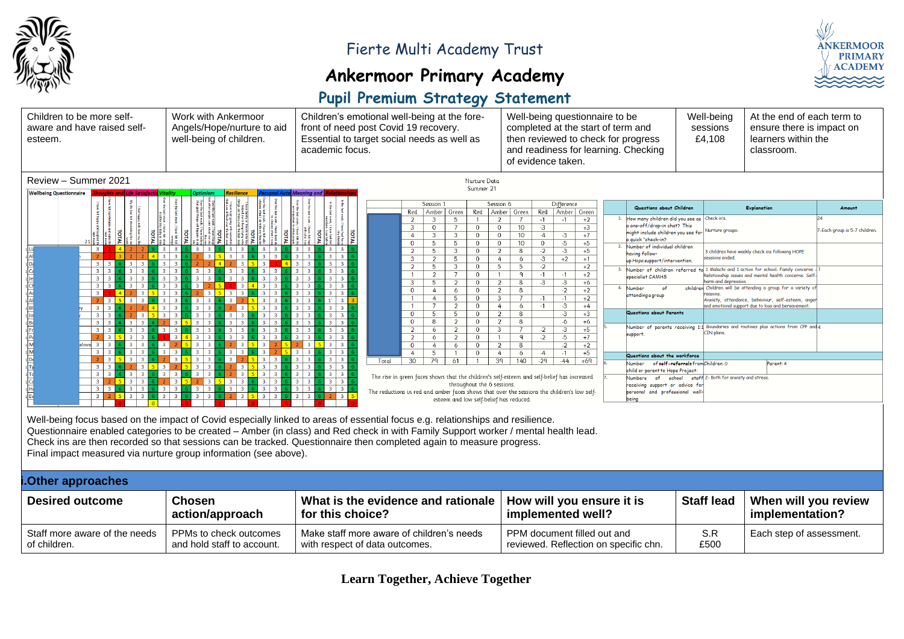Fierte Multi Academy Trust

# Ankermoor Primary Academy

## Pupil Premium Strategy Statement

| | | | | | |
|---|---|---|---|---|---|
| Children to be more self-aware and have raised self-esteem. | Work with Ankermoor Angels/Hope/nurture to aid well-being of children. | Children's emotional well-being at the fore-front of need post Covid 19 recovery. Essential to target social needs as well as academic focus. | Well-being questionnaire to be completed at the start of term and then reviewed to check for progress and readiness for learning. Checking of evidence taken. | Well-being sessions £4,108 | At the end of each term to ensure there is impact on learners within the classroom. |

Review – Summer 2021

Nurture Data
Summer 21

| | Session 1 | | | Session 6 | | | Difference | | |
|---|---|---|---|---|---|---|---|---|---|
| | Red | Amber | Green | Red | Amber | Green | Red | Amber | Green |
| | 2 | 3 | 5 | 1 | 2 | 7 | -1 | -1 | +2 |
| | 3 | 0 | 7 | 0 | 0 | 10 | -3 | | +3 |
| | 4 | 3 | 3 | 0 | 0 | 10 | -4 | -3 | +7 |
| | 0 | 5 | 5 | 0 | 0 | 10 | 0 | -5 | +5 |
| | 2 | 5 | 3 | 0 | 2 | 8 | -2 | -3 | +5 |
| | 3 | 2 | 5 | 0 | 4 | 6 | -3 | +2 | +1 |
| | 2 | 5 | 3 | 0 | 5 | 5 | -2 | | +2 |
| | 1 | 2 | 7 | 0 | 1 | 9 | -1 | -1 | +2 |
| | 3 | 5 | 2 | 0 | 2 | 8 | -3 | -3 | +6 |
| | 0 | 4 | 6 | 0 | 2 | 8 | | -2 | +2 |
| | 1 | 4 | 5 | 0 | 3 | 7 | -1 | -1 | +2 |
| | 1 | 7 | 2 | 0 | 4 | 6 | -1 | -3 | +4 |
| | 0 | 5 | 5 | 0 | 2 | 8 | | -3 | +3 |
| | 0 | 8 | 2 | 0 | 2 | 8 | | -6 | +6 |
| | 2 | 6 | 2 | 0 | 3 | 7 | -2 | -3 | +5 |
| | 2 | 6 | 2 | 0 | 1 | 9 | -2 | -5 | +7 |
| | 0 | 4 | 6 | 0 | 2 | 8 | | -2 | +2 |
| | 4 | 5 | 1 | 0 | 4 | 6 | -4 | -1 | +5 |
| Total | 30 | 79 | 61 | 1 | 39 | 140 | -29 | -44 | +69 |

The rise in green faces shows that the children's self-esteem and self-belief has increased throughout the 6 sessions.
The reductions in red and amber faces shows that over the sessions the children's low self-esteem and low self-belief has reduced.

| | Questions about Children | Explanation | Amount |
|---|---|---|---|
| 1. | How many children did you see as a one-off/drop-in chat? This might include children you see for a quick "check-in? | Check in's. Nurture groups- | 24 7-Each group is 5-7 children. |
| 2. | Number of individual children having follow-up Hope support/intervention. | 3 children have weekly check ins following HOPE sessions ended. | |
| 3. | Number of children referred to specialist CAMHS | 1 Malachi and 1 action for school. Family concerns - Relationship issues and mental health concerns. Self-harm and depression | 1 |
| 4. | Number of children attending a group | Children will be attending a group for a variety of reasons. Anxiety, attendance, behaviour, self-esteem, anger and emotional support due to loss and bereavement. | |
| | Questions about Parents | | |
| 5. | Number of parents receiving 1:1 support. | Boundaries and routines plus actions from CPP and CIN plans. | 4 |
| | Questions about the workforce | | |
| 6. | Number of self-referrals from child or parent to Hope Project: | Children: 0 | Parent: 4 |
| 7. | Numbers of school staff receiving support or advice for personal and professional well-being | 2- Both for anxiety and stress. | |

Well-being focus based on the impact of Covid especially linked to areas of essential focus e.g. relationships and resilience.
Questionnaire enabled categories to be created – Amber (in class) and Red check in with Family Support worker / mental health lead.
Check ins are then recorded so that sessions can be tracked. Questionnaire then completed again to measure progress.
Final impact measured via nurture group information (see above).

## i.Other approaches

| Desired outcome | Chosen action/approach | What is the evidence and rationale for this choice? | How will you ensure it is implemented well? | Staff lead | When will you review implementation? |
|---|---|---|---|---|---|
| Staff more aware of the needs of children. | PPMs to check outcomes and hold staff to account. | Make staff more aware of children's needs with respect of data outcomes. | PPM document filled out and reviewed. Reflection on specific chn. | S.R £500 | Each step of assessment. |

**Learn Together, Achieve Together**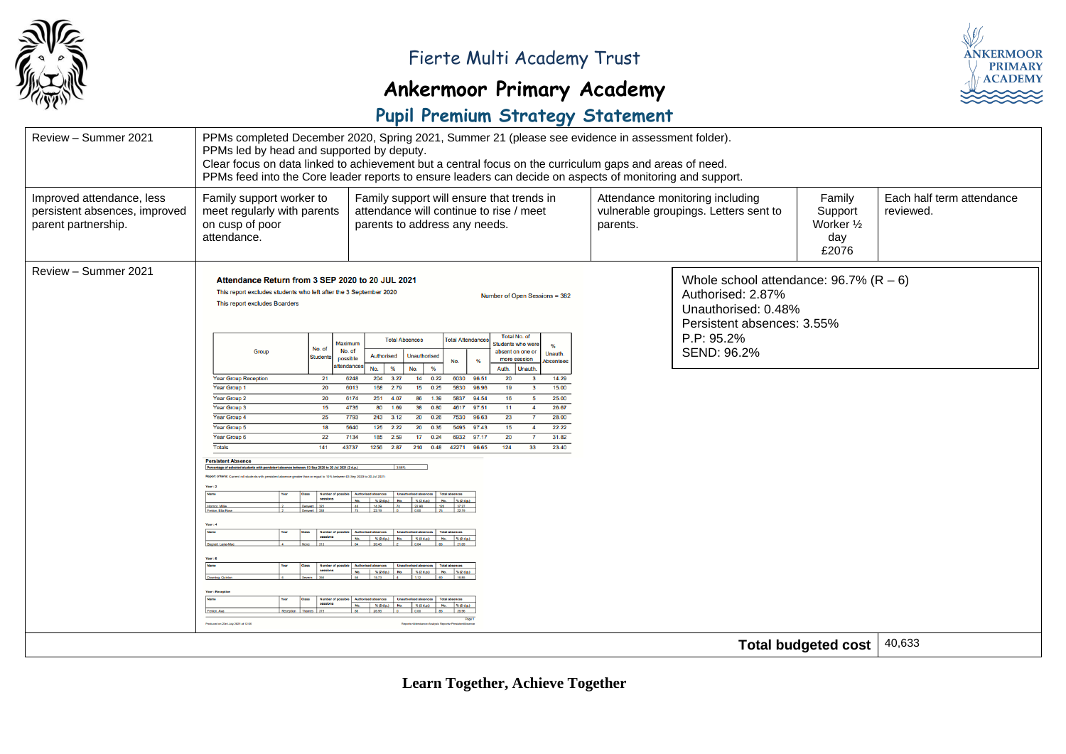# Fierte Multi Academy Trust

# Ankermoor Primary Academy

## Pupil Premium Strategy Statement

| | | | | | |
|---|---|---|---|---|---|
| Review – Summer 2021 | PPMs completed December 2020, Spring 2021, Summer 21 (please see evidence in assessment folder).<br>PPMs led by head and supported by deputy.<br>Clear focus on data linked to achievement but a central focus on the curriculum gaps and areas of need.<br>PPMs feed into the Core leader reports to ensure leaders can decide on aspects of monitoring and support. | | | | |
| Improved attendance, less persistent absences, improved parent partnership. | Family support worker to meet regularly with parents on cusp of poor attendance. | Family support will ensure that trends in attendance will continue to rise / meet parents to address any needs. | Attendance monitoring including vulnerable groupings. Letters sent to parents. | Family Support Worker ½ day £2076 | Each half term attendance reviewed. |
| Review – Summer 2021 | Attendance Return from 3 SEP 2020 to 20 JUL 2021 (see table below) | | Whole school attendance: 96.7% (R – 6)<br>Authorised: 2.87%<br>Unauthorised: 0.48%<br>Persistent absences: 3.55%<br>P.P: 95.2%<br>SEND: 96.2% | | |

**Attendance Return from 3 SEP 2020 to 20 JUL 2021**

This report excludes students who left after the 3 September 2020

This report excludes Boarders

Number of Open Sessions = 382

| Group | No. of Students | Maximum No. of possible attendances | Total Absences – Authorised No. | Authorised % | Unauthorised No. | Unauthorised % | Total Attendances No. | Total Attendances % | Total No. of Students who were absent on one or more session – Auth. | Unauth. | % Unauth Absentees |
|---|---|---|---|---|---|---|---|---|---|---|---|
| Year Group Reception | 21 | 6248 | 204 | 3.27 | 14 | 0.22 | 6030 | 96.51 | 20 | 3 | 14.29 |
| Year Group 1 | 20 | 6013 | 168 | 2.79 | 15 | 0.25 | 5830 | 96.96 | 19 | 3 | 15.00 |
| Year Group 2 | 20 | 6174 | 251 | 4.07 | 86 | 1.39 | 5837 | 94.54 | 18 | 5 | 25.00 |
| Year Group 3 | 15 | 4735 | 80 | 1.69 | 38 | 0.80 | 4617 | 97.51 | 11 | 4 | 26.67 |
| Year Group 4 | 25 | 7793 | 243 | 3.12 | 20 | 0.26 | 7530 | 96.63 | 23 | 7 | 28.00 |
| Year Group 5 | 18 | 5640 | 125 | 2.22 | 20 | 0.35 | 5495 | 97.43 | 15 | 4 | 22.22 |
| Year Group 6 | 22 | 7134 | 185 | 2.59 | 17 | 0.24 | 6932 | 97.17 | 20 | 7 | 31.82 |
| Totals | 141 | 43737 | 1256 | 2.87 | 210 | 0.48 | 42271 | 96.65 | 124 | 33 | 23.40 |

**Persistent Absence**

Percentage of selected students with persistent absence between 03 Sep 2020 to 20 Jul 2021 (2 d.p.): 3.55%

**Total budgeted cost:** 40,633

**Learn Together, Achieve Together**